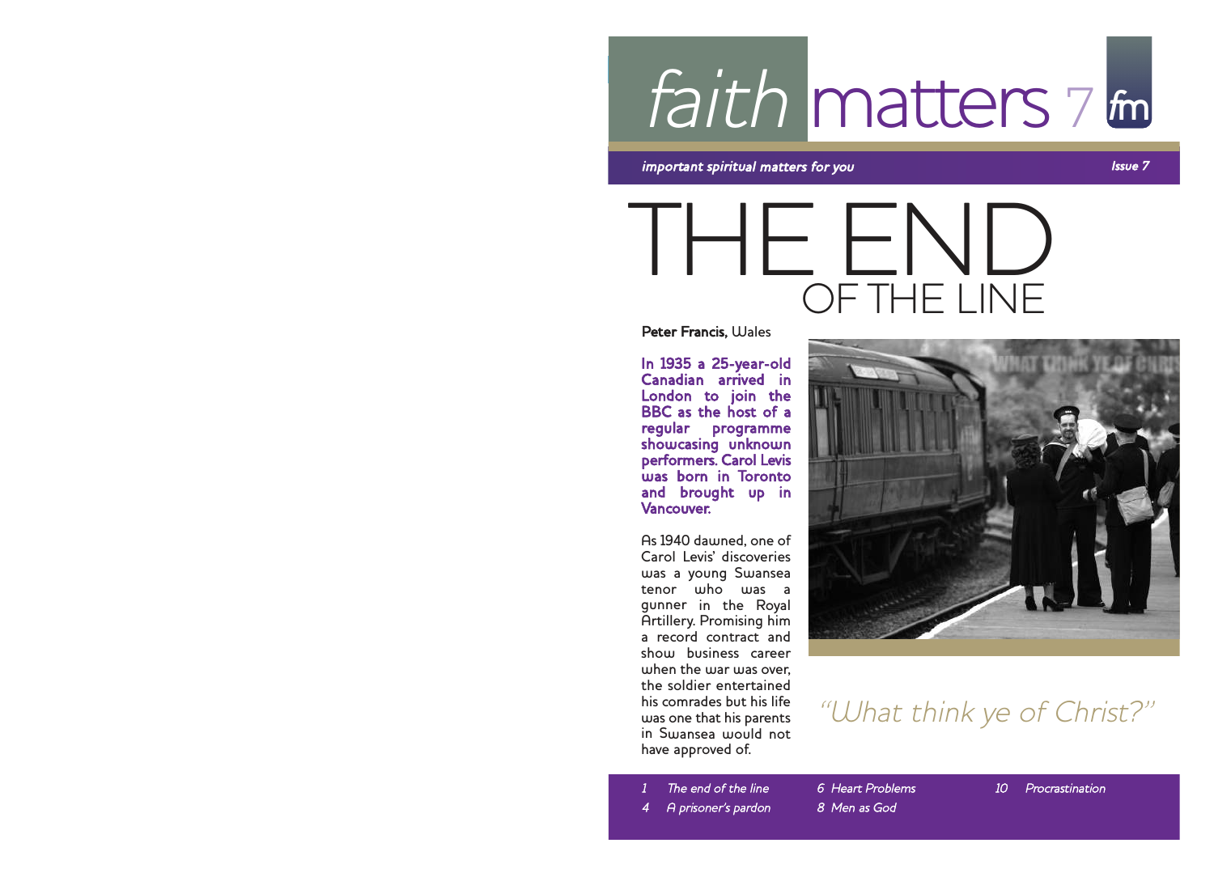# faith matters 7

*important spiritual matters for you* — *Issue 7*

# THE END OF THE LINE

**Peter Francis,** Wales

**In 1935 a 25-year-old Canadian arrived in London to join the BBC as the host of a regular programme showcasing unknown performers. Carol Levis was born in Toronto and brought up in Vancouver.**

As 1940 dawned, one of Carol Levis' discoveries was a young Swansea tenor who was a gunner in the Royal Artillery. Promising him a record contract and show business career when the war was over, the soldier entertained his comrades but his life was one that his parents in Swansea would not have approved of.

*"What think ye of Christ?"*

- *1 The end of the line*
- *4 A prisoner's pardon*
- *6 Heart Problems*
- *8 Men as God*
- *10 Procrastination*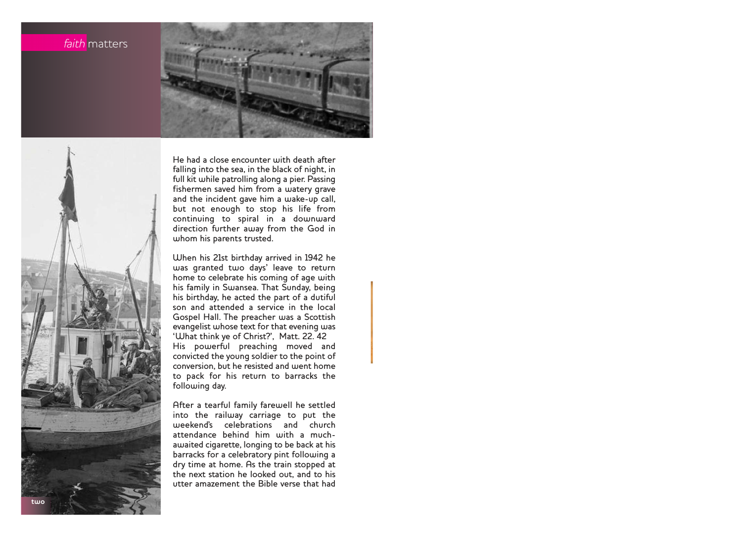He had a close encounter with death after falling into the sea, in the black of night, in full kit while patrolling along a pier. Passing fishermen saved him from a watery grave and the incident gave him a wake-up call, but not enough to stop his life from continuing to spiral in a downward direction further away from the God in whom his parents trusted.

When his 21st birthday arrived in 1942 he was granted two days' leave to return home to celebrate his coming of age with his family in Swansea. That Sunday, being his birthday, he acted the part of a dutiful son and attended a service in the local Gospel Hall. The preacher was a Scottish evangelist whose text for that evening was 'What think ye of Christ?', Matt. 22. 42 His powerful preaching moved and convicted the young soldier to the point of conversion, but he resisted and went home to pack for his return to barracks the following day.

After a tearful family farewell he settled into the railway carriage to put the weekend's celebrations and church attendance behind him with a much-awaited cigarette, longing to be back at his barracks for a celebratory pint following a dry time at home. As the train stopped at the next station he looked out, and to his utter amazement the Bible verse that had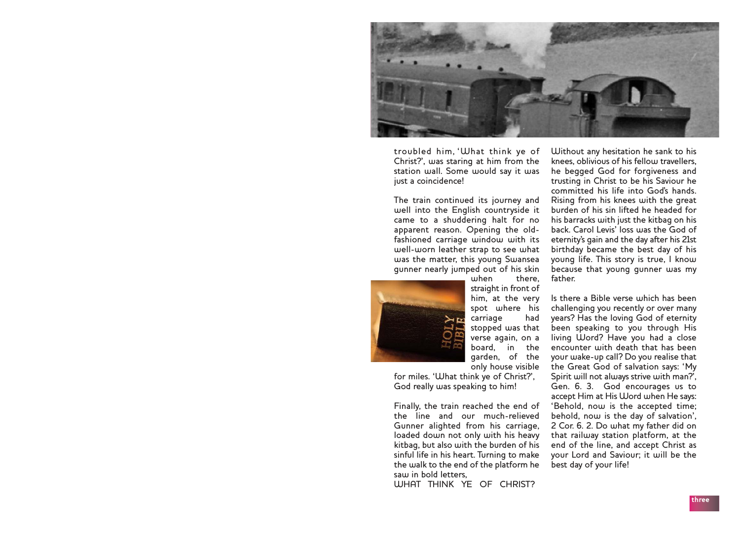troubled him, 'What think ye of Christ?', was staring at him from the station wall. Some would say it was just a coincidence!

The train continued its journey and well into the English countryside it came to a shuddering halt for no apparent reason. Opening the old-fashioned carriage window with its well-worn leather strap to see what was the matter, this young Swansea gunner nearly jumped out of his skin when there, straight in front of him, at the very spot where his carriage had stopped was that verse again, on a board, in the garden, of the only house visible for miles. 'What think ye of Christ?', God really was speaking to him!

Finally, the train reached the end of the line and our much-relieved Gunner alighted from his carriage, loaded down not only with his heavy kitbag, but also with the burden of his sinful life in his heart. Turning to make the walk to the end of the platform he saw in bold letters,

WHAT THINK YE OF CHRIST?

Without any hesitation he sank to his knees, oblivious of his fellow travellers, he begged God for forgiveness and trusting in Christ to be his Saviour he committed his life into God's hands. Rising from his knees with the great burden of his sin lifted he headed for his barracks with just the kitbag on his back. Carol Levis' loss was the God of eternity's gain and the day after his 21st birthday became the best day of his young life. This story is true, I know because that young gunner was my father.

Is there a Bible verse which has been challenging you recently or over many years? Has the loving God of eternity been speaking to you through His living Word? Have you had a close encounter with death that has been your wake-up call? Do you realise that the Great God of salvation says: 'My Spirit will not always strive with man?', Gen. 6. 3. God encourages us to accept Him at His Word when He says: 'Behold, now is the accepted time; behold, now is the day of salvation', 2 Cor. 6. 2. Do what my father did on that railway station platform, at the end of the line, and accept Christ as your Lord and Saviour; it will be the best day of your life!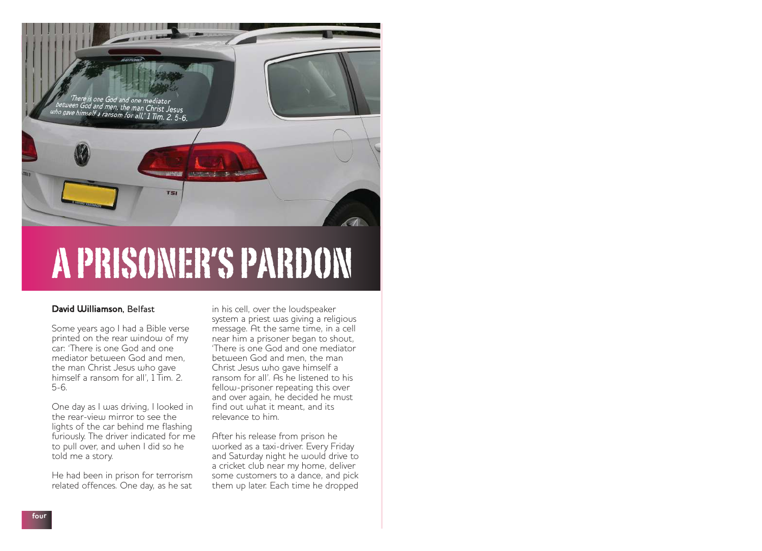# A PRISONER'S PARDON

**David Williamson**, Belfast

Some years ago I had a Bible verse printed on the rear window of my car: 'There is one God and one mediator between God and men, the man Christ Jesus who gave himself a ransom for all', 1 Tim. 2. 5-6.

One day as I was driving, I looked in the rear-view mirror to see the lights of the car behind me flashing furiously. The driver indicated for me to pull over, and when I did so he told me a story.

He had been in prison for terrorism related offences. One day, as he sat in his cell, over the loudspeaker system a priest was giving a religious message. At the same time, in a cell near him a prisoner began to shout, 'There is one God and one mediator between God and men, the man Christ Jesus who gave himself a ransom for all'. As he listened to his fellow-prisoner repeating this over and over again, he decided he must find out what it meant, and its relevance to him.

After his release from prison he worked as a taxi-driver. Every Friday and Saturday night he would drive to a cricket club near my home, deliver some customers to a dance, and pick them up later. Each time he dropped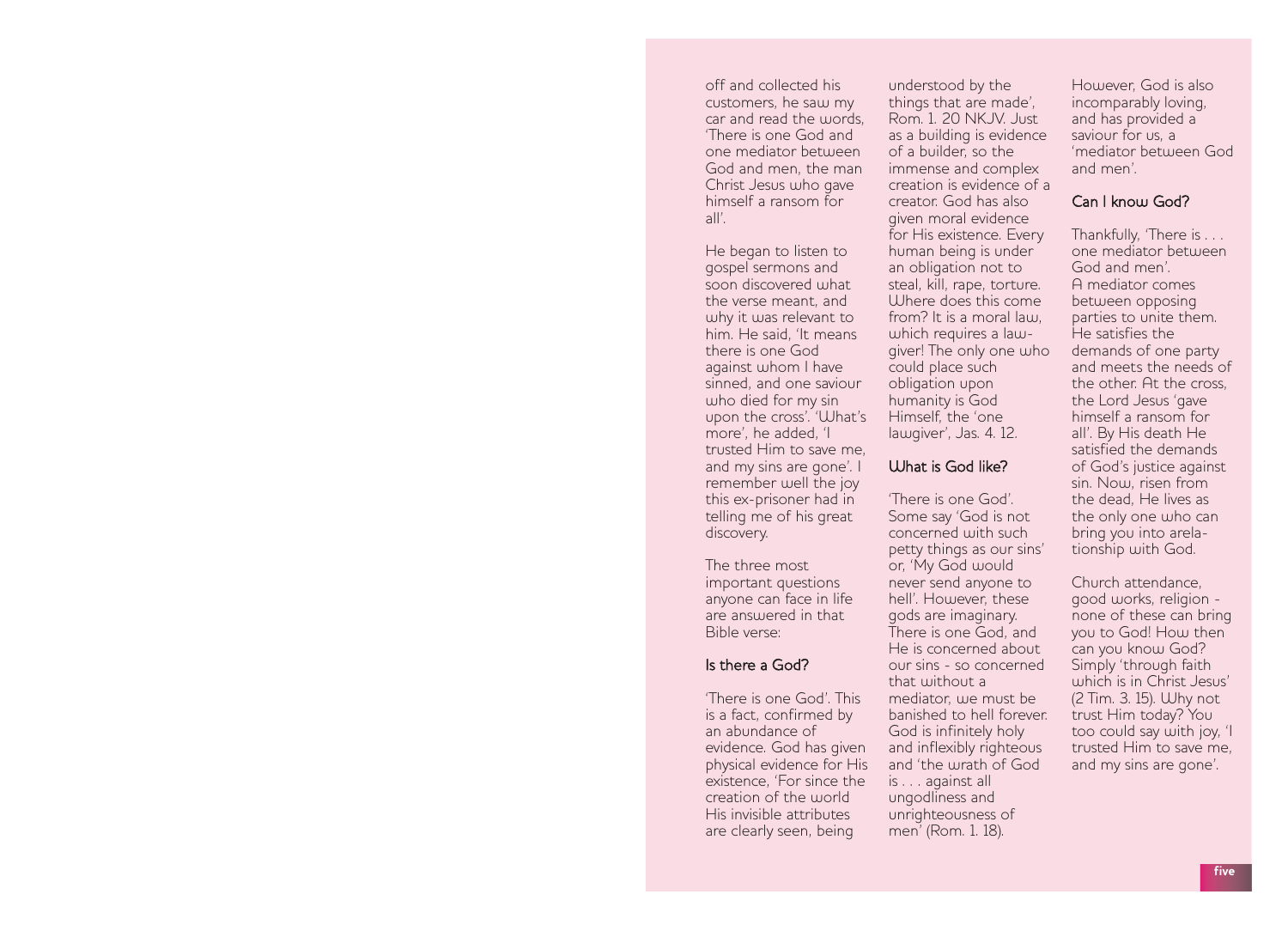off and collected his customers, he saw my car and read the words, 'There is one God and one mediator between God and men, the man Christ Jesus who gave himself a ransom for all'.

He began to listen to gospel sermons and soon discovered what the verse meant, and why it was relevant to him. He said, 'It means there is one God against whom I have sinned, and one saviour who died for my sin upon the cross'. 'What's more', he added, 'I trusted Him to save me, and my sins are gone'. I remember well the joy this ex-prisoner had in telling me of his great discovery.

The three most important questions anyone can face in life are answered in that Bible verse:

### Is there a God?

'There is one God'. This is a fact, confirmed by an abundance of evidence. God has given physical evidence for His existence, 'For since the creation of the world His invisible attributes are clearly seen, being understood by the things that are made', Rom. 1. 20 NKJV. Just as a building is evidence of a builder, so the immense and complex creation is evidence of a creator. God has also given moral evidence for His existence. Every human being is under an obligation not to steal, kill, rape, torture. Where does this come from? It is a moral law, which requires a law-giver! The only one who could place such obligation upon humanity is God Himself, the 'one lawgiver', Jas. 4. 12.

### What is God like?

'There is one God'. Some say 'God is not concerned with such petty things as our sins' or, 'My God would never send anyone to hell'. However, these gods are imaginary. There is one God, and He is concerned about our sins - so concerned that without a mediator, we must be banished to hell forever. God is infinitely holy and inflexibly righteous and 'the wrath of God is . . . against all ungodliness and unrighteousness of men' (Rom. 1. 18).

However, God is also incomparably loving, and has provided a saviour for us, a 'mediator between God and men'.

### Can I know God?

Thankfully, 'There is . . . one mediator between God and men'. A mediator comes between opposing parties to unite them. He satisfies the demands of one party and meets the needs of the other. At the cross, the Lord Jesus 'gave himself a ransom for all'. By His death He satisfied the demands of God's justice against sin. Now, risen from the dead, He lives as the only one who can bring you into arelationship with God.

Church attendance, good works, religion - none of these can bring you to God! How then can you know God? Simply 'through faith which is in Christ Jesus' (2 Tim. 3. 15). Why not trust Him today? You too could say with joy, 'I trusted Him to save me, and my sins are gone'.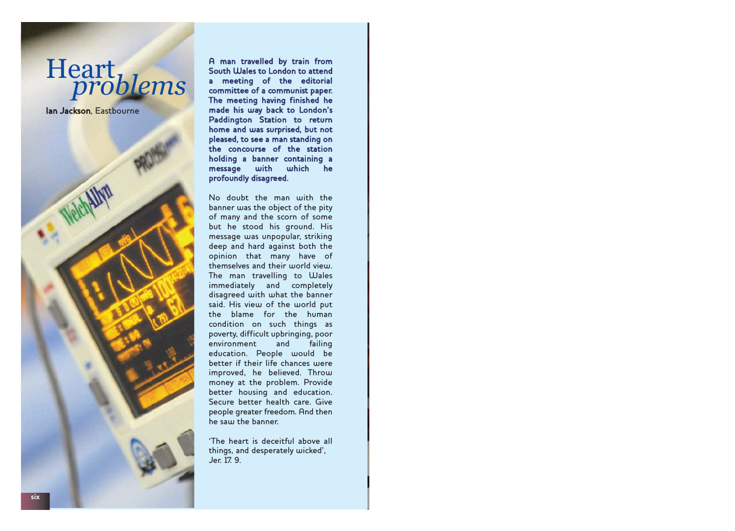# Heart *problems*

**Ian Jackson**, Eastbourne

**A man travelled by train from South Wales to London to attend a meeting of the editorial committee of a communist paper. The meeting having finished he made his way back to London's Paddington Station to return home and was surprised, but not pleased, to see a man standing on the concourse of the station holding a banner containing a message with which he profoundly disagreed.**

No doubt the man with the banner was the object of the pity of many and the scorn of some but he stood his ground. His message was unpopular, striking deep and hard against both the opinion that many have of themselves and their world view. The man travelling to Wales immediately and completely disagreed with what the banner said. His view of the world put the blame for the human condition on such things as poverty, difficult upbringing, poor environment and failing education. People would be better if their life chances were improved, he believed. Throw money at the problem. Provide better housing and education. Secure better health care. Give people greater freedom. And then he saw the banner.

'The heart is deceitful above all things, and desperately wicked', Jer. 17. 9.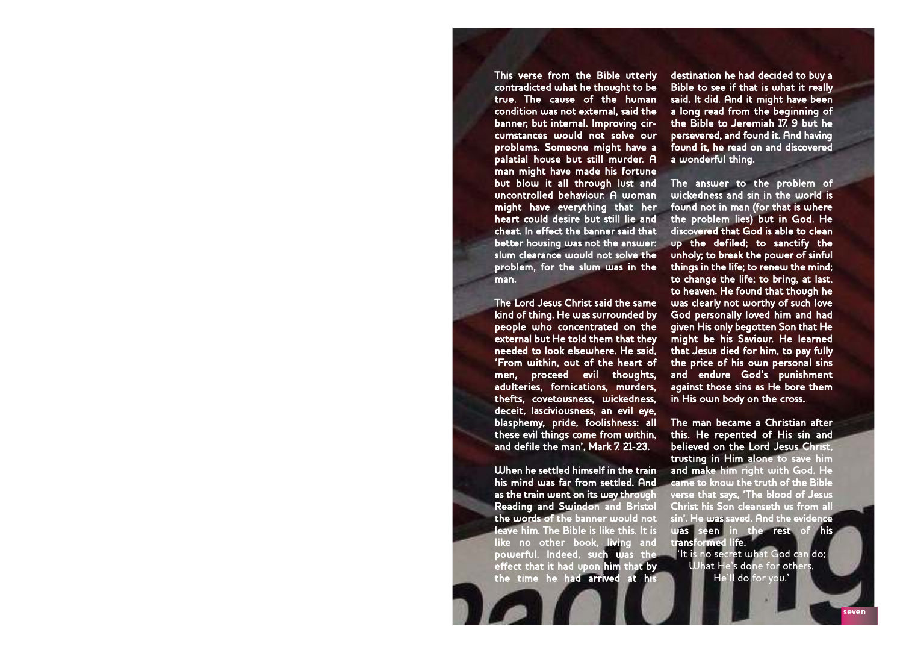This verse from the Bible utterly contradicted what he thought to be true. The cause of the human condition was not external, said the banner, but internal. Improving circumstances would not solve our problems. Someone might have a palatial house but still murder. A man might have made his fortune but blow it all through lust and uncontrolled behaviour. A woman might have everything that her heart could desire but still lie and cheat. In effect the banner said that better housing was not the answer: slum clearance would not solve the problem, for the slum was in the man.

The Lord Jesus Christ said the same kind of thing. He was surrounded by people who concentrated on the external but He told them that they needed to look elsewhere. He said, 'From within, out of the heart of men, proceed evil thoughts, adulteries, fornications, murders, thefts, covetousness, wickedness, deceit, lasciviousness, an evil eye, blasphemy, pride, foolishness: all these evil things come from within, and defile the man', Mark 7. 21-23.

When he settled himself in the train his mind was far from settled. And as the train went on its way through Reading and Swindon and Bristol the words of the banner would not leave him. The Bible is like this. It is like no other book, living and powerful. Indeed, such was the effect that it had upon him that by the time he had arrived at his destination he had decided to buy a Bible to see if that is what it really said. It did. And it might have been a long read from the beginning of the Bible to Jeremiah 17. 9 but he persevered, and found it. And having found it, he read on and discovered a wonderful thing.

The answer to the problem of wickedness and sin in the world is found not in man (for that is where the problem lies) but in God. He discovered that God is able to clean up the defiled; to sanctify the unholy; to break the power of sinful things in the life; to renew the mind; to change the life; to bring, at last, to heaven. He found that though he was clearly not worthy of such love God personally loved him and had given His only begotten Son that He might be his Saviour. He learned that Jesus died for him, to pay fully the price of his own personal sins and endure God's punishment against those sins as He bore them in His own body on the cross.

The man became a Christian after this. He repented of His sin and believed on the Lord Jesus Christ, trusting in Him alone to save him and make him right with God. He came to know the truth of the Bible verse that says, 'The blood of Jesus Christ his Son cleanseth us from all sin'. He was saved. And the evidence was seen in the rest of his transformed life.

'It is no secret what God can do;
What He's done for others,
He'll do for you.'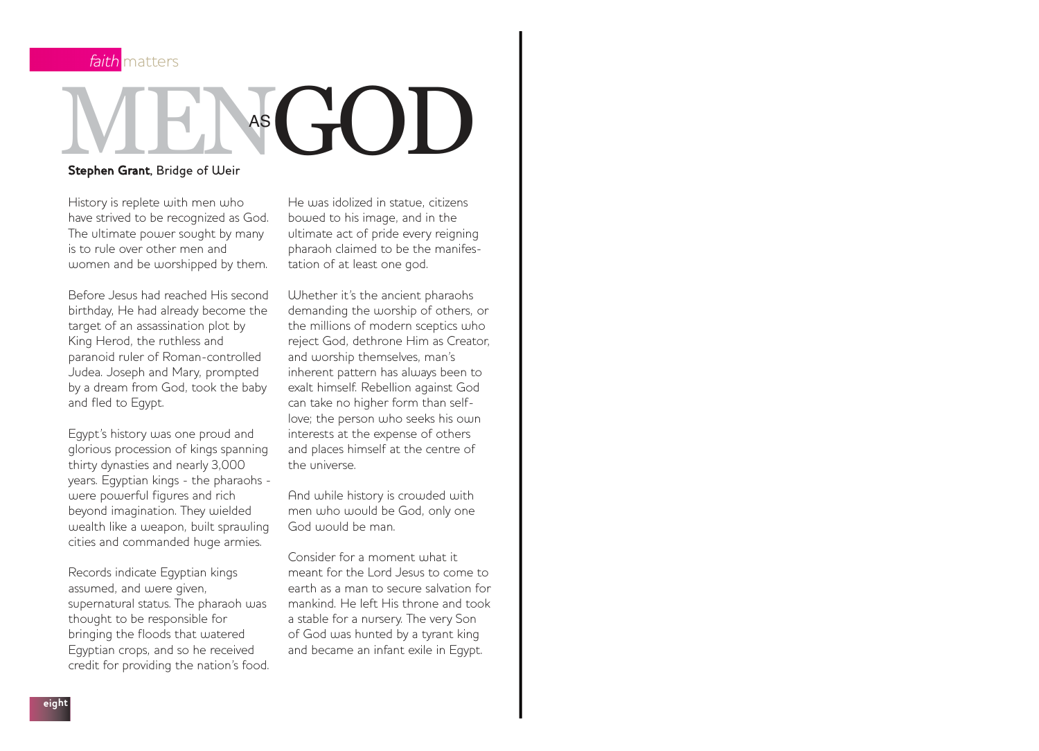# MEN AS GOD

**Stephen Grant**, Bridge of Weir

History is replete with men who have strived to be recognized as God. The ultimate power sought by many is to rule over other men and women and be worshipped by them.

Before Jesus had reached His second birthday, He had already become the target of an assassination plot by King Herod, the ruthless and paranoid ruler of Roman-controlled Judea. Joseph and Mary, prompted by a dream from God, took the baby and fled to Egypt.

Egypt's history was one proud and glorious procession of kings spanning thirty dynasties and nearly 3,000 years. Egyptian kings - the pharaohs - were powerful figures and rich beyond imagination. They wielded wealth like a weapon, built sprawling cities and commanded huge armies.

Records indicate Egyptian kings assumed, and were given, supernatural status. The pharaoh was thought to be responsible for bringing the floods that watered Egyptian crops, and so he received credit for providing the nation's food. He was idolized in statue, citizens bowed to his image, and in the ultimate act of pride every reigning pharaoh claimed to be the manifestation of at least one god.

Whether it's the ancient pharaohs demanding the worship of others, or the millions of modern sceptics who reject God, dethrone Him as Creator, and worship themselves, man's inherent pattern has always been to exalt himself. Rebellion against God can take no higher form than self-love; the person who seeks his own interests at the expense of others and places himself at the centre of the universe.

And while history is crowded with men who would be God, only one God would be man.

Consider for a moment what it meant for the Lord Jesus to come to earth as a man to secure salvation for mankind. He left His throne and took a stable for a nursery. The very Son of God was hunted by a tyrant king and became an infant exile in Egypt.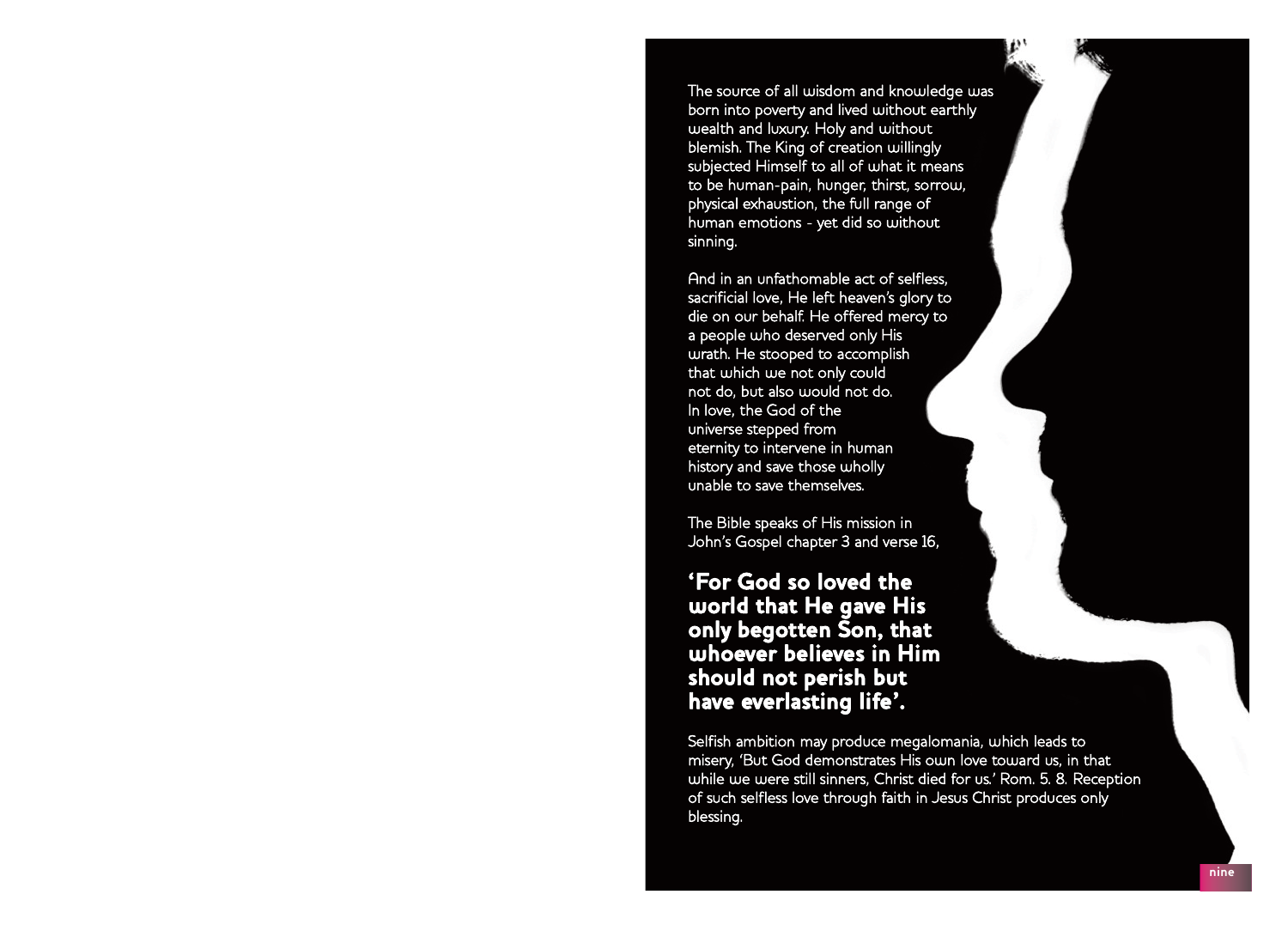The source of all wisdom and knowledge was born into poverty and lived without earthly wealth and luxury. Holy and without blemish. The King of creation willingly subjected Himself to all of what it means to be human-pain, hunger, thirst, sorrow, physical exhaustion, the full range of human emotions - yet did so without sinning.

And in an unfathomable act of selfless, sacrificial love, He left heaven's glory to die on our behalf. He offered mercy to a people who deserved only His wrath. He stooped to accomplish that which we not only could not do, but also would not do. In love, the God of the universe stepped from eternity to intervene in human history and save those wholly unable to save themselves.

The Bible speaks of His mission in John's Gospel chapter 3 and verse 16,

**'For God so loved the world that He gave His only begotten Son, that whoever believes in Him should not perish but have everlasting life'.**

Selfish ambition may produce megalomania, which leads to misery, 'But God demonstrates His own love toward us, in that while we were still sinners, Christ died for us.' Rom. 5. 8. Reception of such selfless love through faith in Jesus Christ produces only blessing.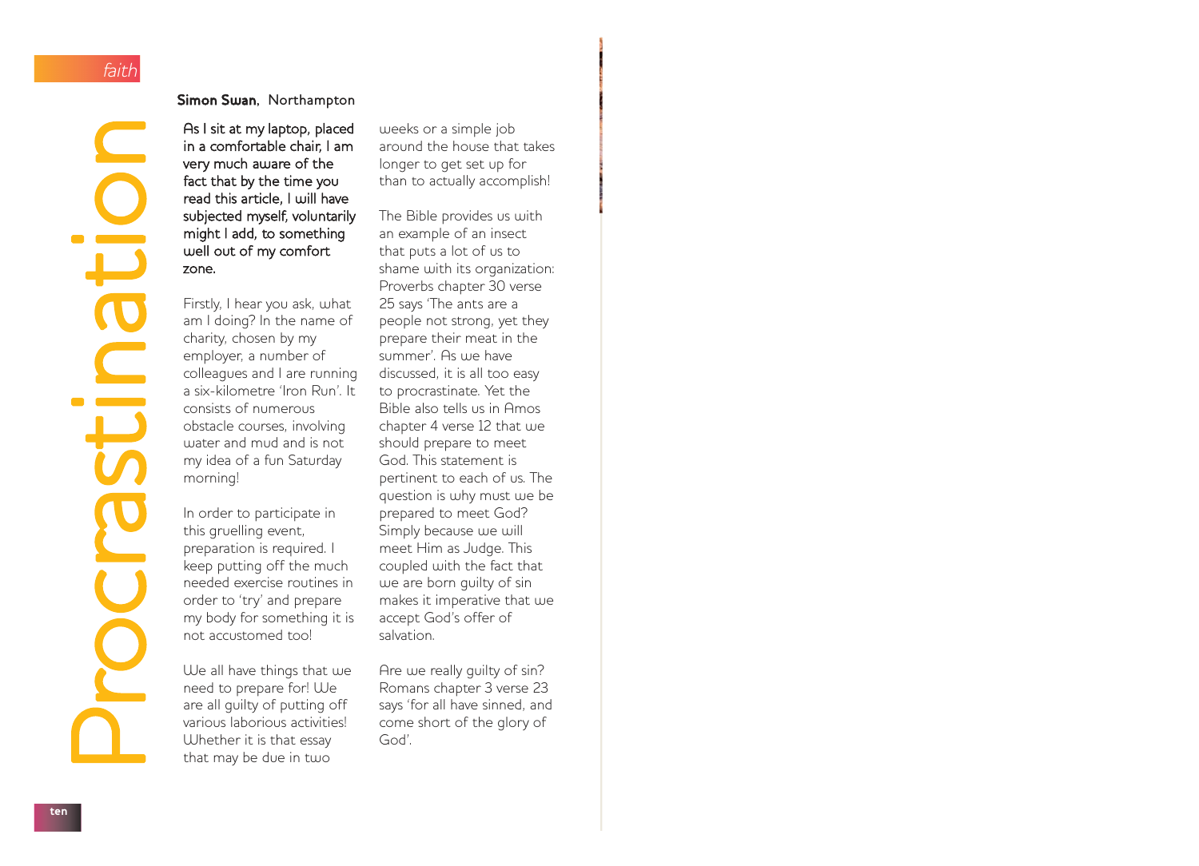# Procrastination

**Simon Swan**, Northampton

**As I sit at my laptop, placed in a comfortable chair, I am very much aware of the fact that by the time you read this article, I will have subjected myself, voluntarily might I add, to something well out of my comfort zone.**

Firstly, I hear you ask, what am I doing? In the name of charity, chosen by my employer, a number of colleagues and I are running a six-kilometre 'Iron Run'. It consists of numerous obstacle courses, involving water and mud and is not my idea of a fun Saturday morning!

In order to participate in this gruelling event, preparation is required. I keep putting off the much needed exercise routines in order to 'try' and prepare my body for something it is not accustomed too!

We all have things that we need to prepare for! We are all guilty of putting off various laborious activities! Whether it is that essay that may be due in two weeks or a simple job around the house that takes longer to get set up for than to actually accomplish!

The Bible provides us with an example of an insect that puts a lot of us to shame with its organization: Proverbs chapter 30 verse 25 says 'The ants are a people not strong, yet they prepare their meat in the summer'. As we have discussed, it is all too easy to procrastinate. Yet the Bible also tells us in Amos chapter 4 verse 12 that we should prepare to meet God. This statement is pertinent to each of us. The question is why must we be prepared to meet God? Simply because we will meet Him as Judge. This coupled with the fact that we are born guilty of sin makes it imperative that we accept God's offer of salvation.

Are we really guilty of sin? Romans chapter 3 verse 23 says 'for all have sinned, and come short of the glory of God'.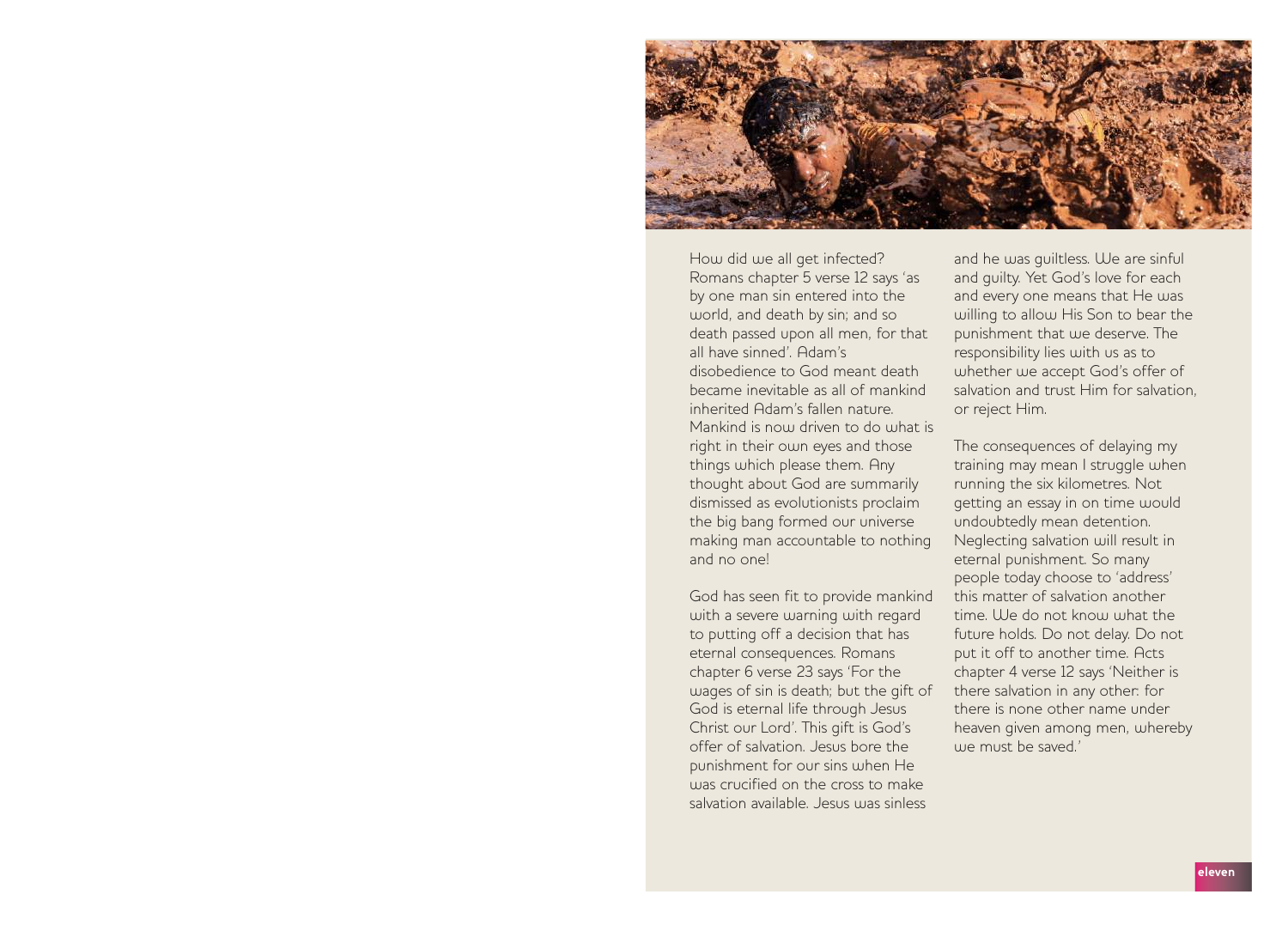How did we all get infected? Romans chapter 5 verse 12 says 'as by one man sin entered into the world, and death by sin; and so death passed upon all men, for that all have sinned'. Adam's disobedience to God meant death became inevitable as all of mankind inherited Adam's fallen nature. Mankind is now driven to do what is right in their own eyes and those things which please them. Any thought about God are summarily dismissed as evolutionists proclaim the big bang formed our universe making man accountable to nothing and no one!

God has seen fit to provide mankind with a severe warning with regard to putting off a decision that has eternal consequences. Romans chapter 6 verse 23 says 'For the wages of sin is death; but the gift of God is eternal life through Jesus Christ our Lord'. This gift is God's offer of salvation. Jesus bore the punishment for our sins when He was crucified on the cross to make salvation available. Jesus was sinless and he was guiltless. We are sinful and guilty. Yet God's love for each and every one means that He was willing to allow His Son to bear the punishment that we deserve. The responsibility lies with us as to whether we accept God's offer of salvation and trust Him for salvation, or reject Him.

The consequences of delaying my training may mean I struggle when running the six kilometres. Not getting an essay in on time would undoubtedly mean detention. Neglecting salvation will result in eternal punishment. So many people today choose to 'address' this matter of salvation another time. We do not know what the future holds. Do not delay. Do not put it off to another time. Acts chapter 4 verse 12 says 'Neither is there salvation in any other: for there is none other name under heaven given among men, whereby we must be saved.'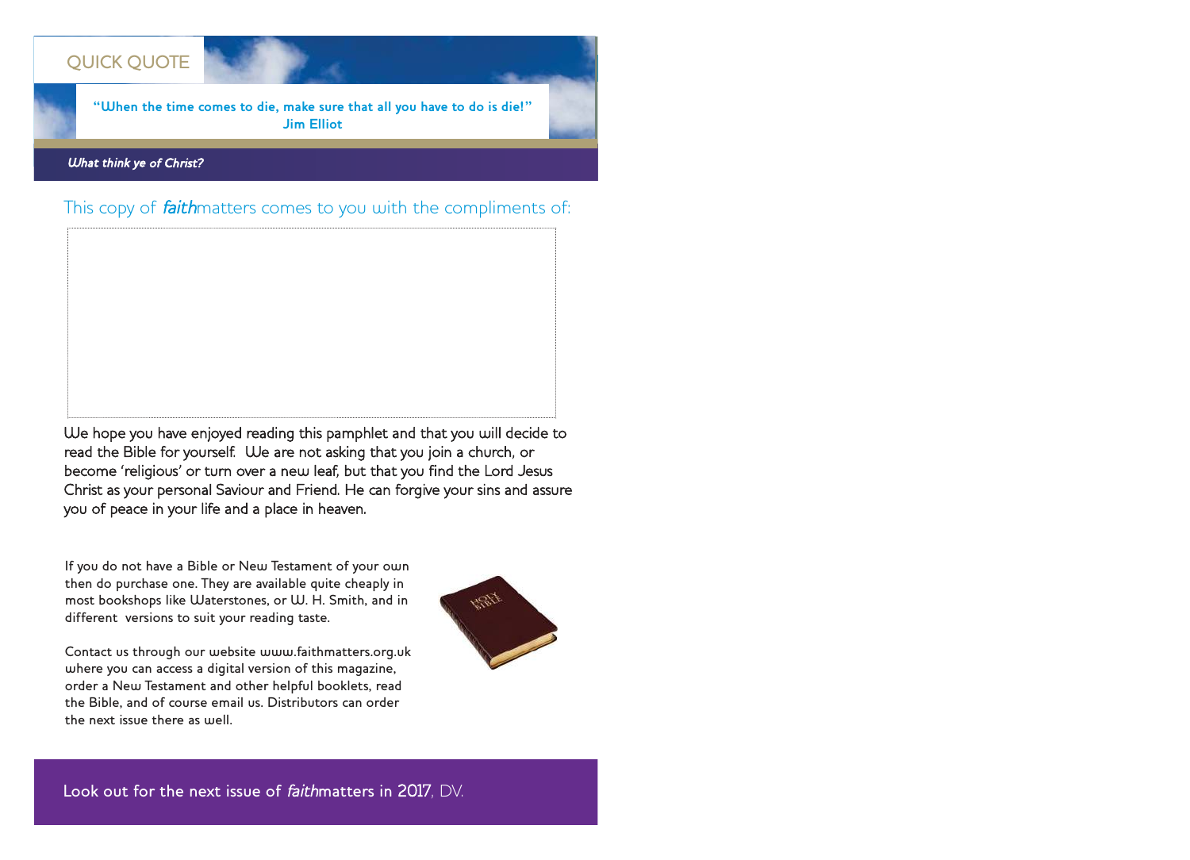## QUICK QUOTE

**"When the time comes to die, make sure that all you have to do is die!"**
**Jim Elliot**

***What think ye of Christ?***

This copy of *faith*matters comes to you with the compliments of:

We hope you have enjoyed reading this pamphlet and that you will decide to read the Bible for yourself. We are not asking that you join a church, or become 'religious' or turn over a new leaf, but that you find the Lord Jesus Christ as your personal Saviour and Friend. He can forgive your sins and assure you of peace in your life and a place in heaven.

If you do not have a Bible or New Testament of your own then do purchase one. They are available quite cheaply in most bookshops like Waterstones, or W. H. Smith, and in different versions to suit your reading taste.

Contact us through our website www.faithmatters.org.uk where you can access a digital version of this magazine, order a New Testament and other helpful booklets, read the Bible, and of course email us. Distributors can order the next issue there as well.

Look out for the next issue of *faith*matters in 2017, DV.